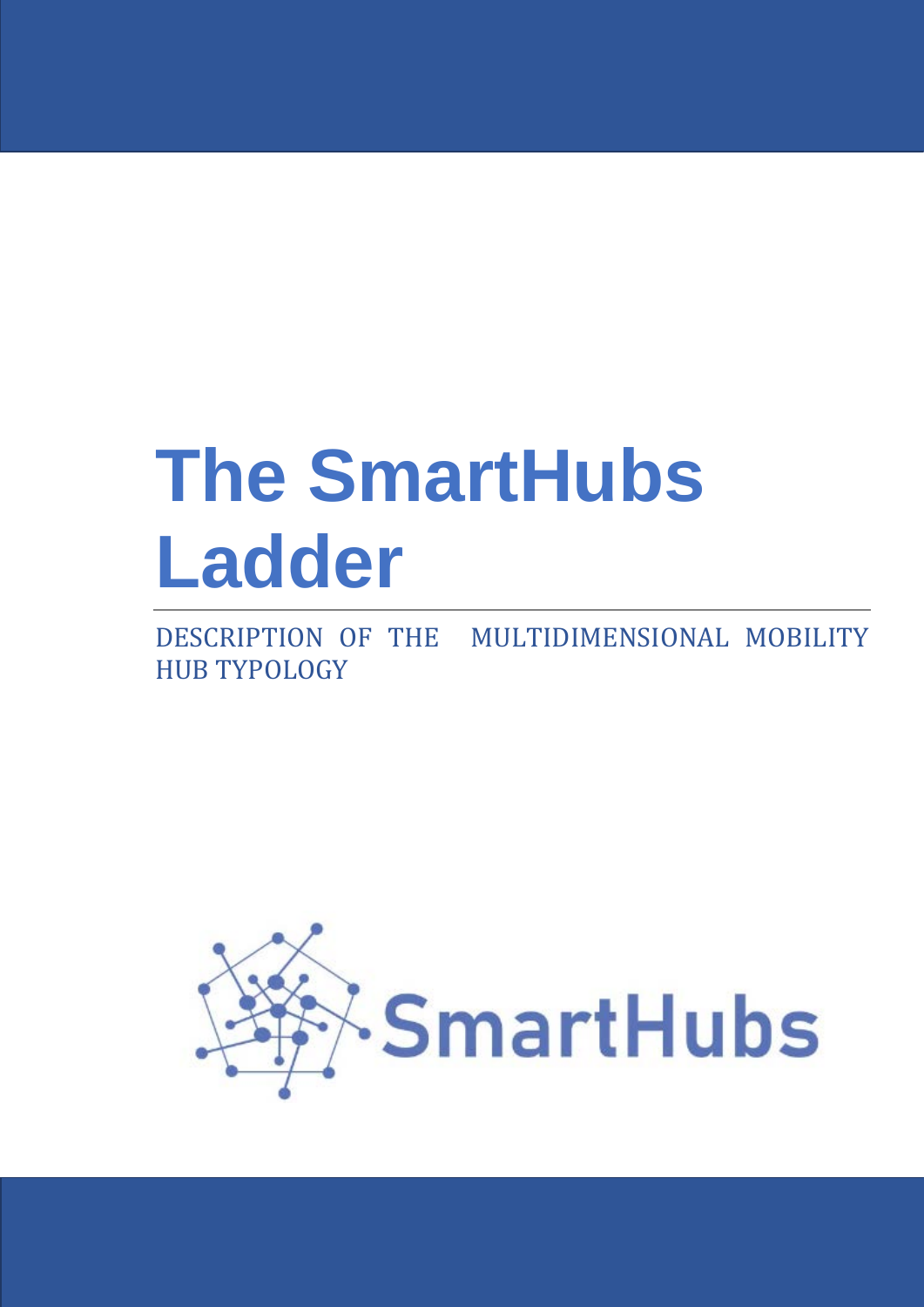# The SmartHubs Ladder

DESCRIPTION OF THE MULTIDIMENSIONAL MOBILITY HUB TYPOLOGY

SmartHubs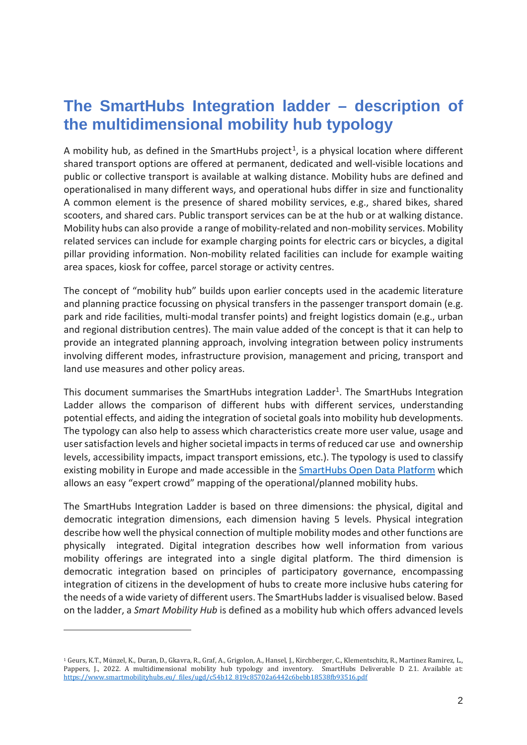# The SmartHubs Integration ladder – description of the multidimensional mobility hub typology

A mobility hub, as defined in the SmartHubs project[1], is a physical location where different shared transport options are offered at permanent, dedicated and well-visible locations and public or collective transport is available at walking distance. Mobility hubs are defined and operationalised in many different ways, and operational hubs differ in size and functionality A common element is the presence of shared mobility services, e.g., shared bikes, shared scooters, and shared cars. Public transport services can be at the hub or at walking distance. Mobility hubs can also provide a range of mobility-related and non-mobility services. Mobility related services can include for example charging points for electric cars or bicycles, a digital pillar providing information. Non-mobility related facilities can include for example waiting area spaces, kiosk for coffee, parcel storage or activity centres.

The concept of "mobility hub" builds upon earlier concepts used in the academic literature and planning practice focussing on physical transfers in the passenger transport domain (e.g. park and ride facilities, multi-modal transfer points) and freight logistics domain (e.g., urban and regional distribution centres). The main value added of the concept is that it can help to provide an integrated planning approach, involving integration between policy instruments involving different modes, infrastructure provision, management and pricing, transport and land use measures and other policy areas.

This document summarises the SmartHubs integration Ladder[1]. The SmartHubs Integration Ladder allows the comparison of different hubs with different services, understanding potential effects, and aiding the integration of societal goals into mobility hub developments. The typology can also help to assess which characteristics create more user value, usage and user satisfaction levels and higher societal impacts in terms of reduced car use and ownership levels, accessibility impacts, impact transport emissions, etc.). The typology is used to classify existing mobility in Europe and made accessible in the [SmartHubs Open Data Platform] which allows an easy "expert crowd" mapping of the operational/planned mobility hubs.

The SmartHubs Integration Ladder is based on three dimensions: the physical, digital and democratic integration dimensions, each dimension having 5 levels. Physical integration describe how well the physical connection of multiple mobility modes and other functions are physically integrated. Digital integration describes how well information from various mobility offerings are integrated into a single digital platform. The third dimension is democratic integration based on principles of participatory governance, encompassing integration of citizens in the development of hubs to create more inclusive hubs catering for the needs of a wide variety of different users. The SmartHubs ladder is visualised below. Based on the ladder, a *Smart Mobility Hub* is defined as a mobility hub which offers advanced levels

---

[1] Geurs, K.T., Münzel, K., Duran, D., Gkavra, R., Graf, A., Grigolon, A., Hansel, J., Kirchberger, C., Klementschitz, R., Martinez Ramirez, L., Pappers, J., 2022. A multidimensional mobility hub typology and inventory. SmartHubs Deliverable D 2.1. Available at: https://www.smartmobilityhubs.eu/_files/ugd/c54b12_819c85702a6442c6bebb18538fb93516.pdf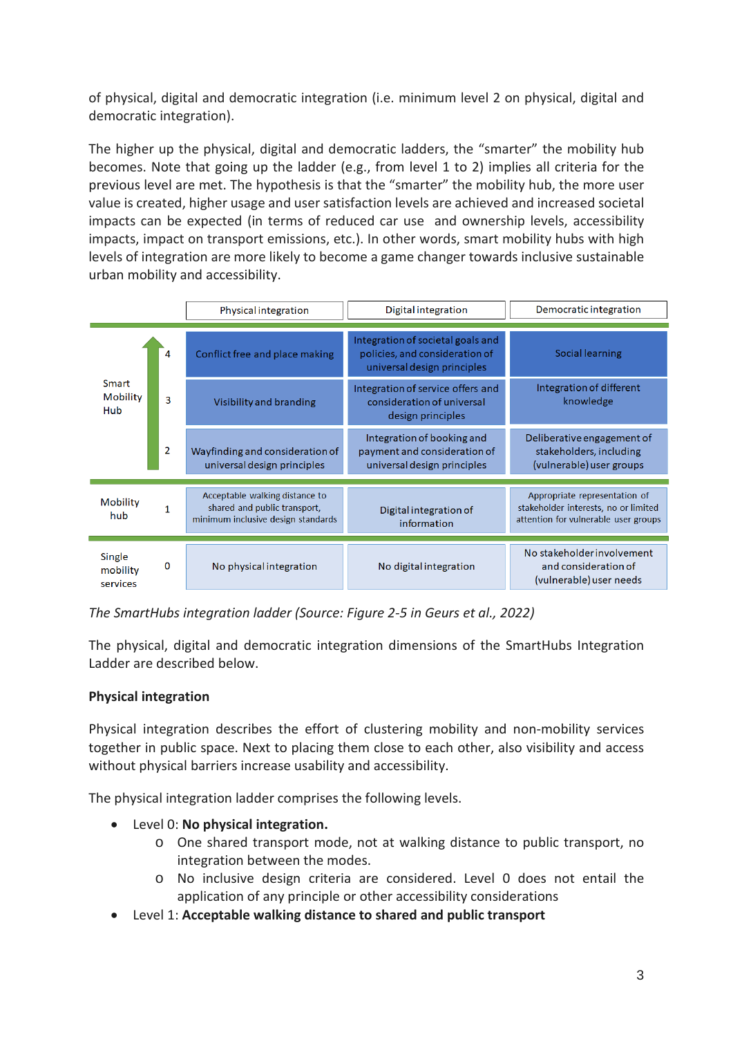of physical, digital and democratic integration (i.e. minimum level 2 on physical, digital and democratic integration).

The higher up the physical, digital and democratic ladders, the "smarter" the mobility hub becomes. Note that going up the ladder (e.g., from level 1 to 2) implies all criteria for the previous level are met. The hypothesis is that the "smarter" the mobility hub, the more user value is created, higher usage and user satisfaction levels are achieved and increased societal impacts can be expected (in terms of reduced car use and ownership levels, accessibility impacts, impact on transport emissions, etc.). In other words, smart mobility hubs with high levels of integration are more likely to become a game changer towards inclusive sustainable urban mobility and accessibility.

| | | Physical integration | Digital integration | Democratic integration |
|---|---|---|---|---|
| Smart Mobility Hub | 4 | Conflict free and place making | Integration of societal goals and policies, and consideration of universal design principles | Social learning |
| | 3 | Visibility and branding | Integration of service offers and consideration of universal design principles | Integration of different knowledge |
| | 2 | Wayfinding and consideration of universal design principles | Integration of booking and payment and consideration of universal design principles | Deliberative engagement of stakeholders, including (vulnerable) user groups |
| Mobility hub | 1 | Acceptable walking distance to shared and public transport, minimum inclusive design standards | Digital integration of information | Appropriate representation of stakeholder interests, no or limited attention for vulnerable user groups |
| Single mobility services | 0 | No physical integration | No digital integration | No stakeholder involvement and consideration of (vulnerable) user needs |

*The SmartHubs integration ladder (Source: Figure 2-5 in Geurs et al., 2022)*

The physical, digital and democratic integration dimensions of the SmartHubs Integration Ladder are described below.

**Physical integration**

Physical integration describes the effort of clustering mobility and non-mobility services together in public space. Next to placing them close to each other, also visibility and access without physical barriers increase usability and accessibility.

The physical integration ladder comprises the following levels.

- Level 0: **No physical integration.**
    - One shared transport mode, not at walking distance to public transport, no integration between the modes.
    - No inclusive design criteria are considered. Level 0 does not entail the application of any principle or other accessibility considerations
- Level 1: **Acceptable walking distance to shared and public transport**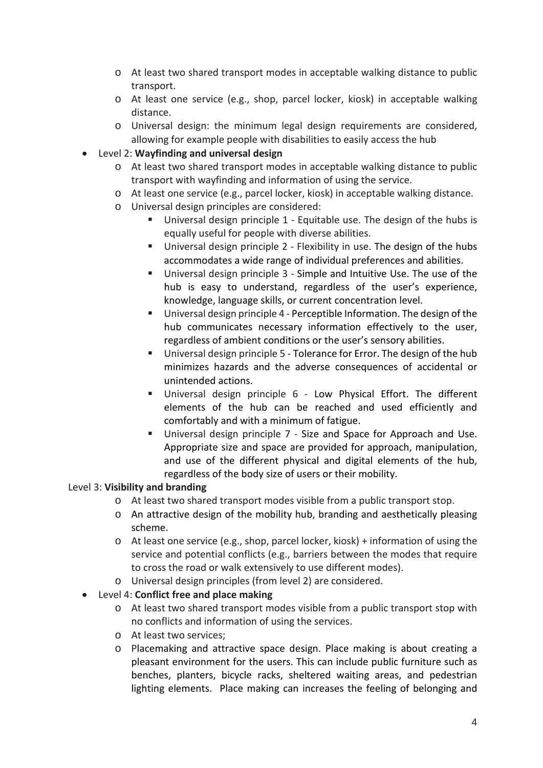- At least two shared transport modes in acceptable walking distance to public transport.
   - At least one service (e.g., shop, parcel locker, kiosk) in acceptable walking distance.
   - Universal design: the minimum legal design requirements are considered, allowing for example people with disabilities to easily access the hub

- Level 2: **Wayfinding and universal design**
   - At least two shared transport modes in acceptable walking distance to public transport with wayfinding and information of using the service.
   - At least one service (e.g., parcel locker, kiosk) in acceptable walking distance.
   - Universal design principles are considered:
      - Universal design principle 1 - Equitable use. The design of the hubs is equally useful for people with diverse abilities.
      - Universal design principle 2 - Flexibility in use. The design of the hubs accommodates a wide range of individual preferences and abilities.
      - Universal design principle 3 - Simple and Intuitive Use. The use of the hub is easy to understand, regardless of the user's experience, knowledge, language skills, or current concentration level.
      - Universal design principle 4 - Perceptible Information. The design of the hub communicates necessary information effectively to the user, regardless of ambient conditions or the user's sensory abilities.
      - Universal design principle 5 - Tolerance for Error. The design of the hub minimizes hazards and the adverse consequences of accidental or unintended actions.
      - Universal design principle 6 - Low Physical Effort. The different elements of the hub can be reached and used efficiently and comfortably and with a minimum of fatigue.
      - Universal design principle 7 - Size and Space for Approach and Use. Appropriate size and space are provided for approach, manipulation, and use of the different physical and digital elements of the hub, regardless of the body size of users or their mobility.

Level 3: **Visibility and branding**

   - At least two shared transport modes visible from a public transport stop.
   - An attractive design of the mobility hub, branding and aesthetically pleasing scheme.
   - At least one service (e.g., shop, parcel locker, kiosk) + information of using the service and potential conflicts (e.g., barriers between the modes that require to cross the road or walk extensively to use different modes).
   - Universal design principles (from level 2) are considered.

- Level 4: **Conflict free and place making**
   - At least two shared transport modes visible from a public transport stop with no conflicts and information of using the services.
   - At least two services;
   - Placemaking and attractive space design. Place making is about creating a pleasant environment for the users. This can include public furniture such as benches, planters, bicycle racks, sheltered waiting areas, and pedestrian lighting elements. Place making can increases the feeling of belonging and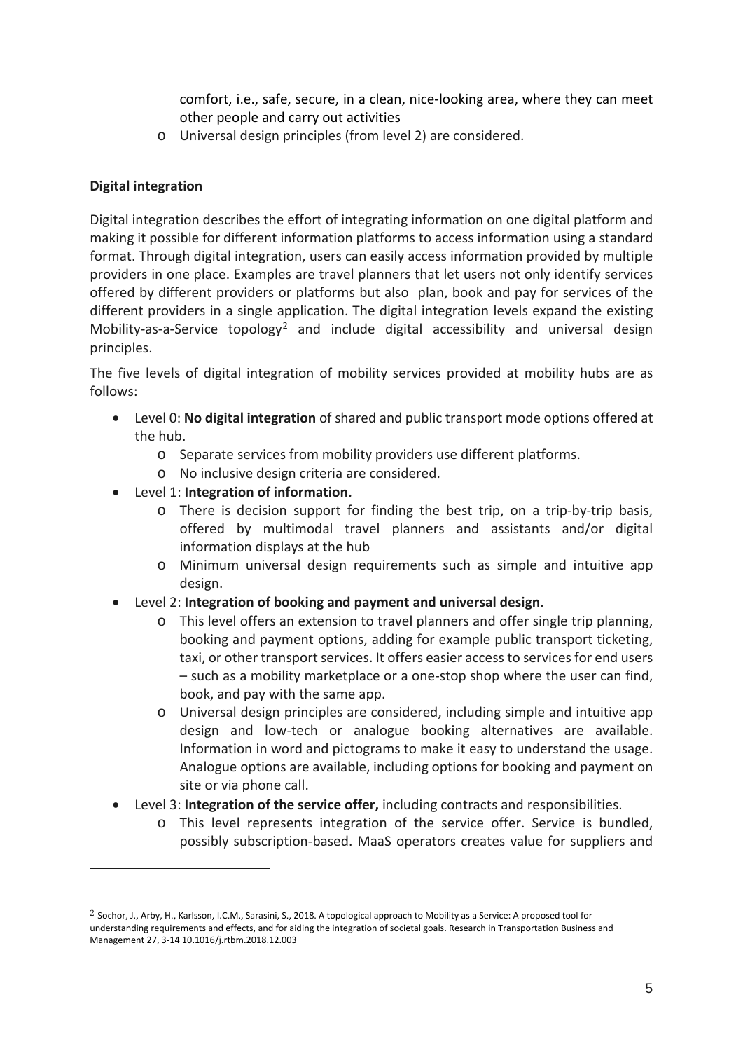comfort, i.e., safe, secure, in a clean, nice-looking area, where they can meet other people and carry out activities
    - Universal design principles (from level 2) are considered.

**Digital integration**

Digital integration describes the effort of integrating information on one digital platform and making it possible for different information platforms to access information using a standard format. Through digital integration, users can easily access information provided by multiple providers in one place. Examples are travel planners that let users not only identify services offered by different providers or platforms but also plan, book and pay for services of the different providers in a single application. The digital integration levels expand the existing Mobility-as-a-Service topology[2] and include digital accessibility and universal design principles.

The five levels of digital integration of mobility services provided at mobility hubs are as follows:

- Level 0: **No digital integration** of shared and public transport mode options offered at the hub.
    - Separate services from mobility providers use different platforms.
    - No inclusive design criteria are considered.
- Level 1: **Integration of information.**
    - There is decision support for finding the best trip, on a trip-by-trip basis, offered by multimodal travel planners and assistants and/or digital information displays at the hub
    - Minimum universal design requirements such as simple and intuitive app design.
- Level 2: **Integration of booking and payment and universal design**.
    - This level offers an extension to travel planners and offer single trip planning, booking and payment options, adding for example public transport ticketing, taxi, or other transport services. It offers easier access to services for end users – such as a mobility marketplace or a one-stop shop where the user can find, book, and pay with the same app.
    - Universal design principles are considered, including simple and intuitive app design and low-tech or analogue booking alternatives are available. Information in word and pictograms to make it easy to understand the usage. Analogue options are available, including options for booking and payment on site or via phone call.
- Level 3: **Integration of the service offer,** including contracts and responsibilities.
    - This level represents integration of the service offer. Service is bundled, possibly subscription-based. MaaS operators creates value for suppliers and

[2] Sochor, J., Arby, H., Karlsson, I.C.M., Sarasini, S., 2018. A topological approach to Mobility as a Service: A proposed tool for understanding requirements and effects, and for aiding the integration of societal goals. Research in Transportation Business and Management 27, 3-14 10.1016/j.rtbm.2018.12.003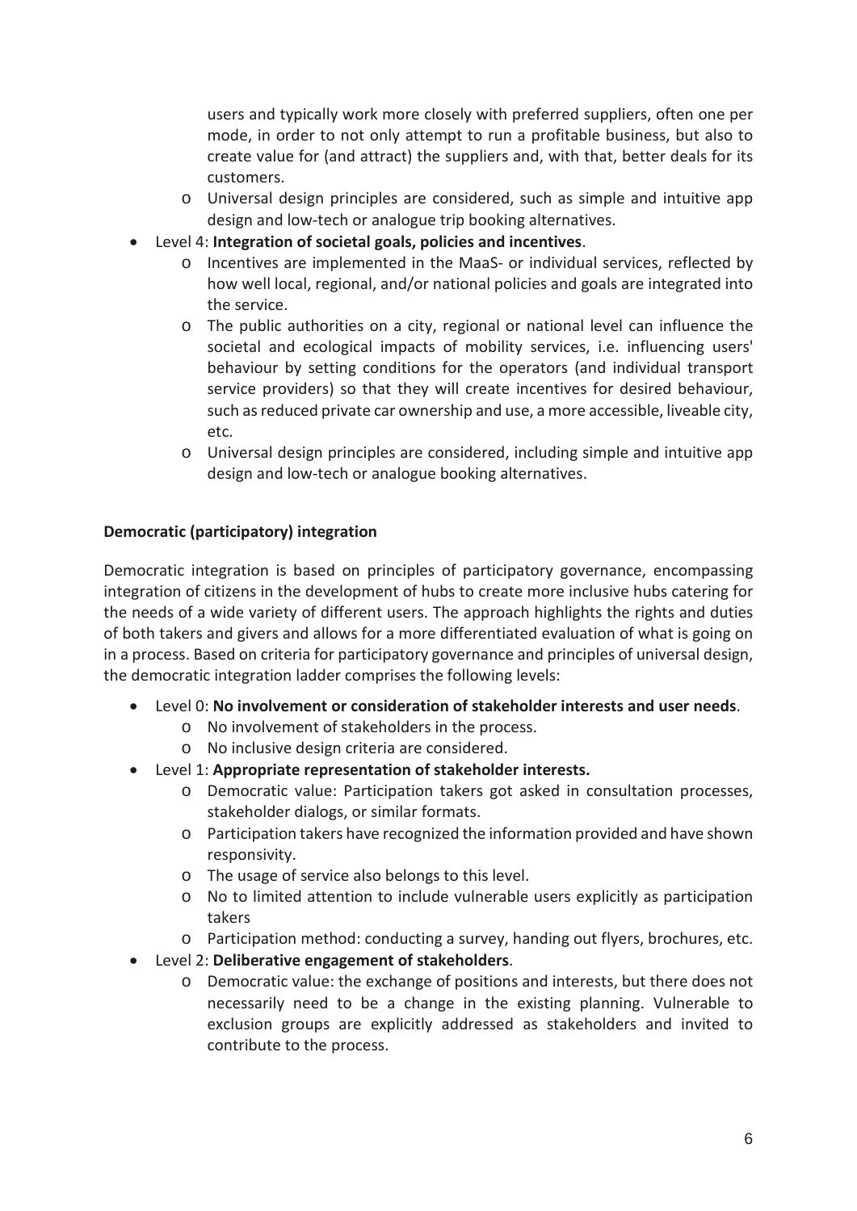users and typically work more closely with preferred suppliers, often one per mode, in order to not only attempt to run a profitable business, but also to create value for (and attract) the suppliers and, with that, better deals for its customers.
    - Universal design principles are considered, such as simple and intuitive app design and low-tech or analogue trip booking alternatives.
- Level 4: **Integration of societal goals, policies and incentives**.
    - Incentives are implemented in the MaaS- or individual services, reflected by how well local, regional, and/or national policies and goals are integrated into the service.
    - The public authorities on a city, regional or national level can influence the societal and ecological impacts of mobility services, i.e. influencing users' behaviour by setting conditions for the operators (and individual transport service providers) so that they will create incentives for desired behaviour, such as reduced private car ownership and use, a more accessible, liveable city, etc.
    - Universal design principles are considered, including simple and intuitive app design and low-tech or analogue booking alternatives.

**Democratic (participatory) integration**

Democratic integration is based on principles of participatory governance, encompassing integration of citizens in the development of hubs to create more inclusive hubs catering for the needs of a wide variety of different users. The approach highlights the rights and duties of both takers and givers and allows for a more differentiated evaluation of what is going on in a process. Based on criteria for participatory governance and principles of universal design, the democratic integration ladder comprises the following levels:

- Level 0: **No involvement or consideration of stakeholder interests and user needs**.
    - No involvement of stakeholders in the process.
    - No inclusive design criteria are considered.
- Level 1: **Appropriate representation of stakeholder interests.**
    - Democratic value: Participation takers got asked in consultation processes, stakeholder dialogs, or similar formats.
    - Participation takers have recognized the information provided and have shown responsivity.
    - The usage of service also belongs to this level.
    - No to limited attention to include vulnerable users explicitly as participation takers
    - Participation method: conducting a survey, handing out flyers, brochures, etc.
- Level 2: **Deliberative engagement of stakeholders**.
    - Democratic value: the exchange of positions and interests, but there does not necessarily need to be a change in the existing planning. Vulnerable to exclusion groups are explicitly addressed as stakeholders and invited to contribute to the process.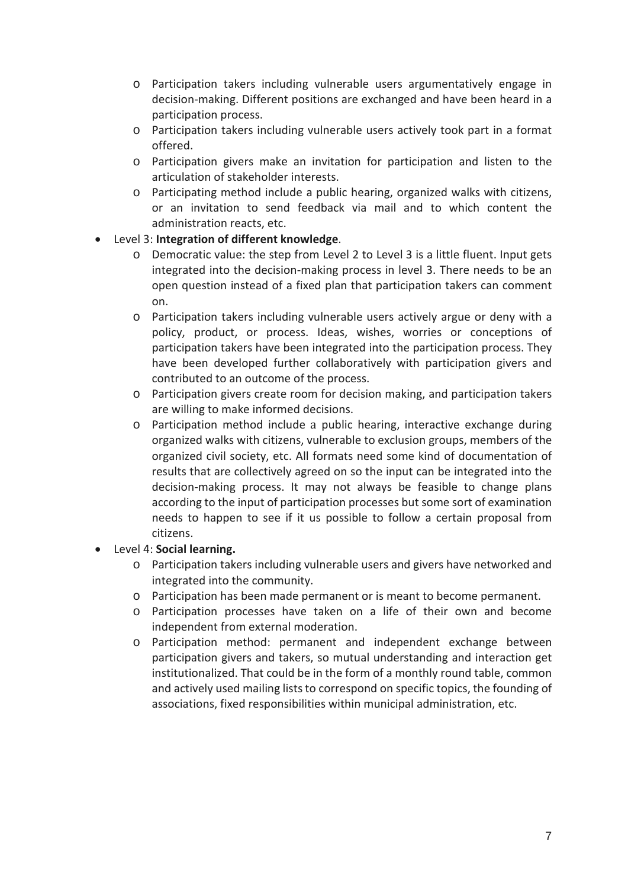- Participation takers including vulnerable users argumentatively engage in decision-making. Different positions are exchanged and have been heard in a participation process.
  - Participation takers including vulnerable users actively took part in a format offered.
  - Participation givers make an invitation for participation and listen to the articulation of stakeholder interests.
  - Participating method include a public hearing, organized walks with citizens, or an invitation to send feedback via mail and to which content the administration reacts, etc.
- Level 3: **Integration of different knowledge**.
  - Democratic value: the step from Level 2 to Level 3 is a little fluent. Input gets integrated into the decision-making process in level 3. There needs to be an open question instead of a fixed plan that participation takers can comment on.
  - Participation takers including vulnerable users actively argue or deny with a policy, product, or process. Ideas, wishes, worries or conceptions of participation takers have been integrated into the participation process. They have been developed further collaboratively with participation givers and contributed to an outcome of the process.
  - Participation givers create room for decision making, and participation takers are willing to make informed decisions.
  - Participation method include a public hearing, interactive exchange during organized walks with citizens, vulnerable to exclusion groups, members of the organized civil society, etc. All formats need some kind of documentation of results that are collectively agreed on so the input can be integrated into the decision-making process. It may not always be feasible to change plans according to the input of participation processes but some sort of examination needs to happen to see if it us possible to follow a certain proposal from citizens.
- Level 4: **Social learning.**
  - Participation takers including vulnerable users and givers have networked and integrated into the community.
  - Participation has been made permanent or is meant to become permanent.
  - Participation processes have taken on a life of their own and become independent from external moderation.
  - Participation method: permanent and independent exchange between participation givers and takers, so mutual understanding and interaction get institutionalized. That could be in the form of a monthly round table, common and actively used mailing lists to correspond on specific topics, the founding of associations, fixed responsibilities within municipal administration, etc.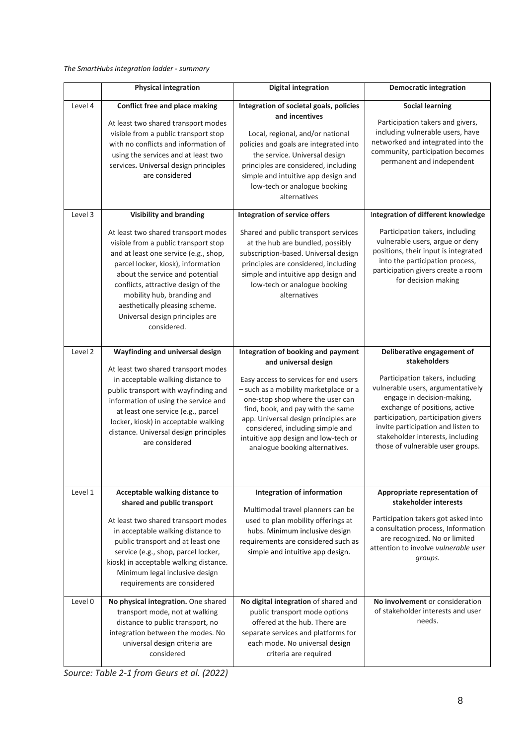*The SmartHubs integration ladder - summary*

| | Physical integration | Digital integration | Democratic integration |
|---|---|---|---|
| Level 4 | **Conflict free and place making**<br><br>At least two shared transport modes visible from a public transport stop with no conflicts and information of using the services and at least two services. Universal design principles are considered | **Integration of societal goals, policies and incentives**<br><br>Local, regional, and/or national policies and goals are integrated into the service. Universal design principles are considered, including simple and intuitive app design and low-tech or analogue booking alternatives | **Social learning**<br><br>Participation takers and givers, including vulnerable users, have networked and integrated into the community, participation becomes permanent and independent |
| Level 3 | **Visibility and branding**<br><br>At least two shared transport modes visible from a public transport stop and at least one service (e.g., shop, parcel locker, kiosk), information about the service and potential conflicts, attractive design of the mobility hub, branding and aesthetically pleasing scheme. Universal design principles are considered. | **Integration of service offers**<br><br>Shared and public transport services at the hub are bundled, possibly subscription-based. Universal design principles are considered, including simple and intuitive app design and low-tech or analogue booking alternatives | Integration of different knowledge<br><br>Participation takers, including vulnerable users, argue or deny positions, their input is integrated into the participation process, participation givers create a room for decision making |
| Level 2 | **Wayfinding and universal design**<br><br>At least two shared transport modes in acceptable walking distance to public transport with wayfinding and information of using the service and at least one service (e.g., parcel locker, kiosk) in acceptable walking distance. Universal design principles are considered | **Integration of booking and payment and universal design**<br><br>Easy access to services for end users – such as a mobility marketplace or a one-stop shop where the user can find, book, and pay with the same app. Universal design principles are considered, including simple and intuitive app design and low-tech or analogue booking alternatives. | **Deliberative engagement of stakeholders**<br><br>Participation takers, including vulnerable users, argumentatively engage in decision-making, exchange of positions, active participation, participation givers invite participation and listen to stakeholder interests, including those of vulnerable user groups. |
| Level 1 | **Acceptable walking distance to shared and public transport**<br><br>At least two shared transport modes in acceptable walking distance to public transport and at least one service (e.g., shop, parcel locker, kiosk) in acceptable walking distance. Minimum legal inclusive design requirements are considered | **Integration of information**<br><br>Multimodal travel planners can be used to plan mobility offerings at hubs. Minimum inclusive design requirements are considered such as simple and intuitive app design. | **Appropriate representation of stakeholder interests**<br><br>Participation takers got asked into a consultation process, Information are recognized. No or limited attention to involve *vulnerable user groups.* |
| Level 0 | **No physical integration.** One shared transport mode, not at walking distance to public transport, no integration between the modes. No universal design criteria are considered | **No digital integration** of shared and public transport mode options offered at the hub. There are separate services and platforms for each mode. No universal design criteria are required | **No involvement** or consideration of stakeholder interests and user needs. |

*Source: Table 2-1 from Geurs et al. (2022)*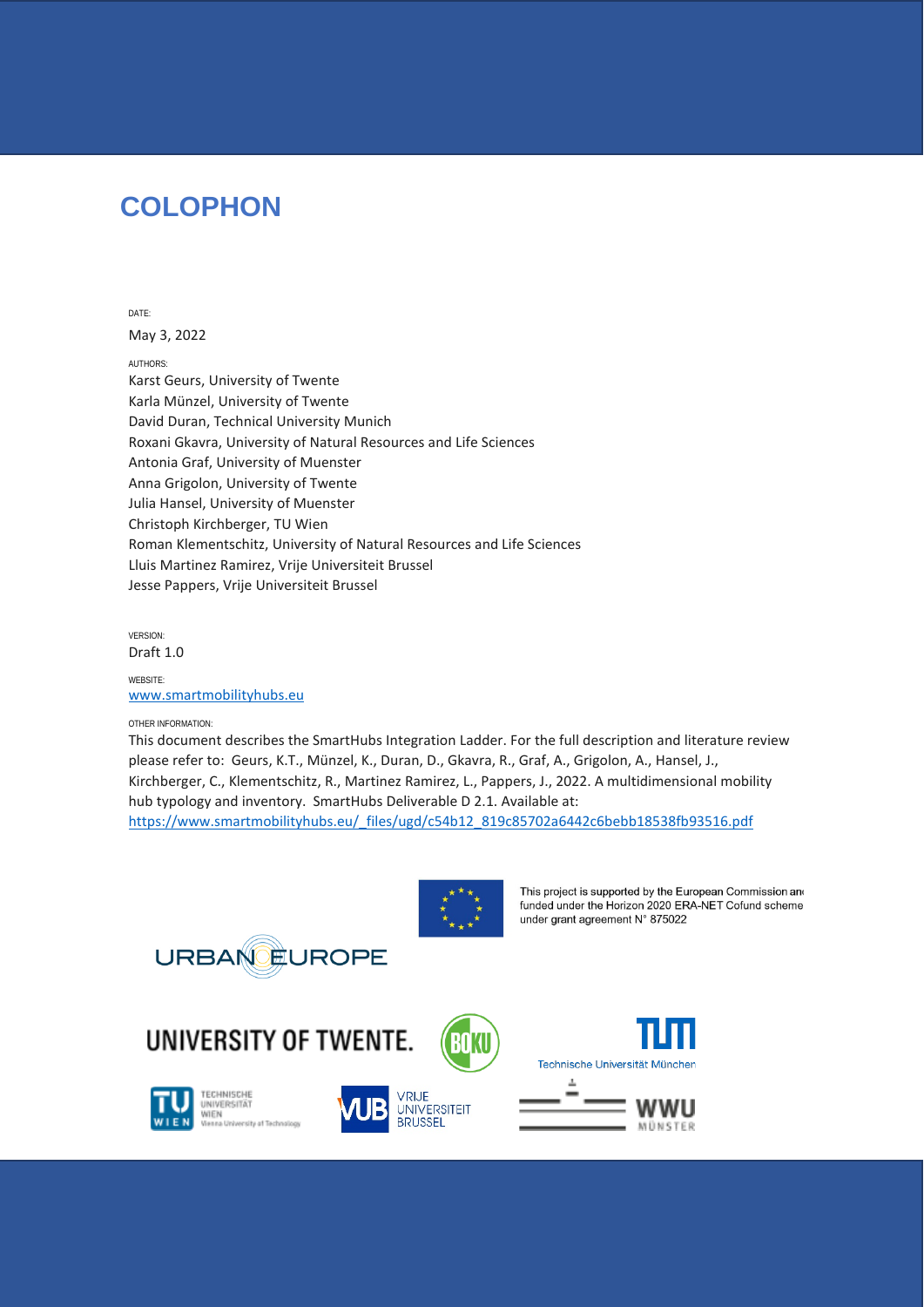# COLOPHON

DATE:

May 3, 2022

AUTHORS:

Karst Geurs, University of Twente
Karla Münzel, University of Twente
David Duran, Technical University Munich
Roxani Gkavra, University of Natural Resources and Life Sciences
Antonia Graf, University of Muenster
Anna Grigolon, University of Twente
Julia Hansel, University of Muenster
Christoph Kirchberger, TU Wien
Roman Klementschitz, University of Natural Resources and Life Sciences
Lluis Martinez Ramirez, Vrije Universiteit Brussel
Jesse Pappers, Vrije Universiteit Brussel

VERSION:

Draft 1.0

WEBSITE:

www.smartmobilityhubs.eu

OTHER INFORMATION:

This document describes the SmartHubs Integration Ladder. For the full description and literature review please refer to: Geurs, K.T., Münzel, K., Duran, D., Gkavra, R., Graf, A., Grigolon, A., Hansel, J., Kirchberger, C., Klementschitz, R., Martinez Ramirez, L., Pappers, J., 2022. A multidimensional mobility hub typology and inventory. SmartHubs Deliverable D 2.1. Available at: https://www.smartmobilityhubs.eu/_files/ugd/c54b12_819c85702a6442c6bebb18538fb93516.pdf

This project is supported by the European Commission and funded under the Horizon 2020 ERA-NET Cofund scheme under grant agreement N° 875022